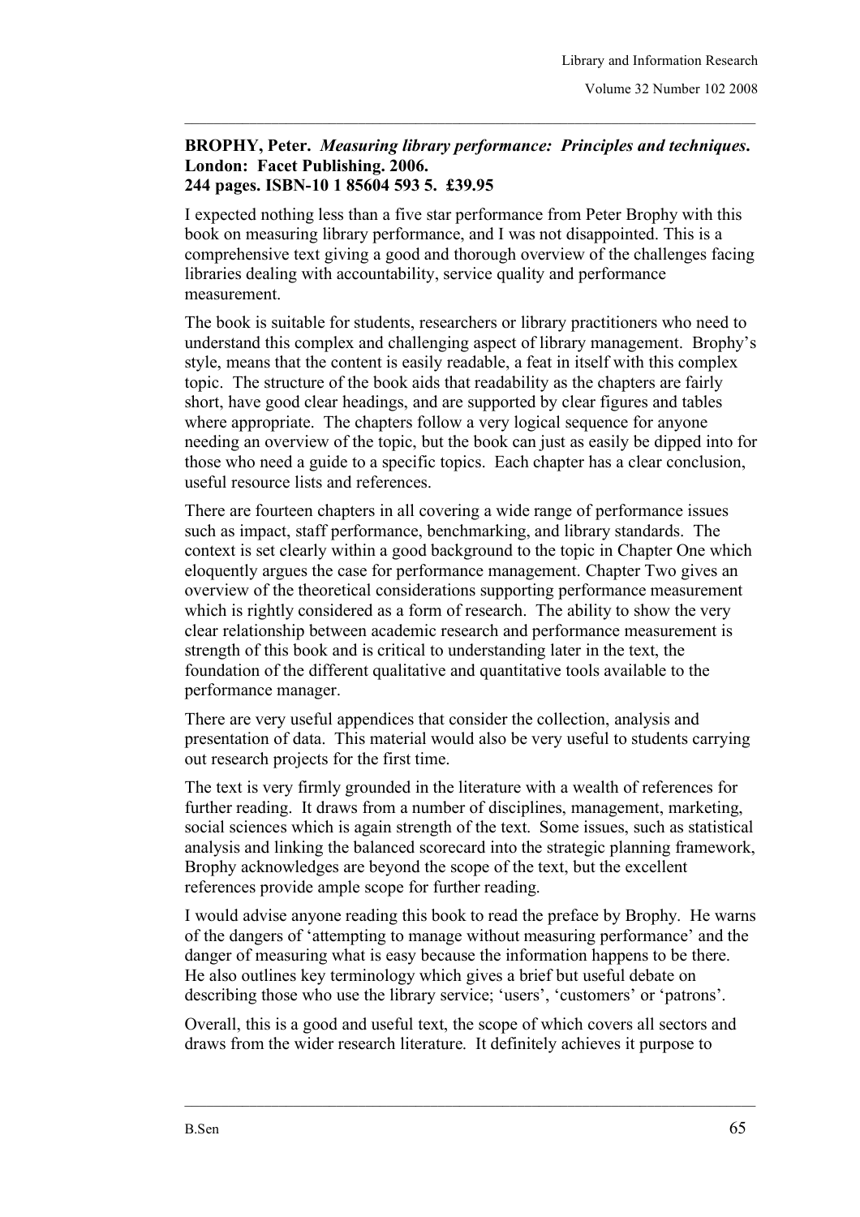**BROPHY, Peter.** ***Measuring library performance: Principles and techniques*. London: Facet Publishing. 2006. 244 pages. ISBN-10 1 85604 593 5. £39.95**

I expected nothing less than a five star performance from Peter Brophy with this book on measuring library performance, and I was not disappointed. This is a comprehensive text giving a good and thorough overview of the challenges facing libraries dealing with accountability, service quality and performance measurement.

The book is suitable for students, researchers or library practitioners who need to understand this complex and challenging aspect of library management. Brophy's style, means that the content is easily readable, a feat in itself with this complex topic. The structure of the book aids that readability as the chapters are fairly short, have good clear headings, and are supported by clear figures and tables where appropriate. The chapters follow a very logical sequence for anyone needing an overview of the topic, but the book can just as easily be dipped into for those who need a guide to a specific topics. Each chapter has a clear conclusion, useful resource lists and references.

There are fourteen chapters in all covering a wide range of performance issues such as impact, staff performance, benchmarking, and library standards. The context is set clearly within a good background to the topic in Chapter One which eloquently argues the case for performance management. Chapter Two gives an overview of the theoretical considerations supporting performance measurement which is rightly considered as a form of research. The ability to show the very clear relationship between academic research and performance measurement is strength of this book and is critical to understanding later in the text, the foundation of the different qualitative and quantitative tools available to the performance manager.

There are very useful appendices that consider the collection, analysis and presentation of data. This material would also be very useful to students carrying out research projects for the first time.

The text is very firmly grounded in the literature with a wealth of references for further reading. It draws from a number of disciplines, management, marketing, social sciences which is again strength of the text. Some issues, such as statistical analysis and linking the balanced scorecard into the strategic planning framework, Brophy acknowledges are beyond the scope of the text, but the excellent references provide ample scope for further reading.

I would advise anyone reading this book to read the preface by Brophy. He warns of the dangers of 'attempting to manage without measuring performance' and the danger of measuring what is easy because the information happens to be there. He also outlines key terminology which gives a brief but useful debate on describing those who use the library service; 'users', 'customers' or 'patrons'.

Overall, this is a good and useful text, the scope of which covers all sectors and draws from the wider research literature. It definitely achieves it purpose to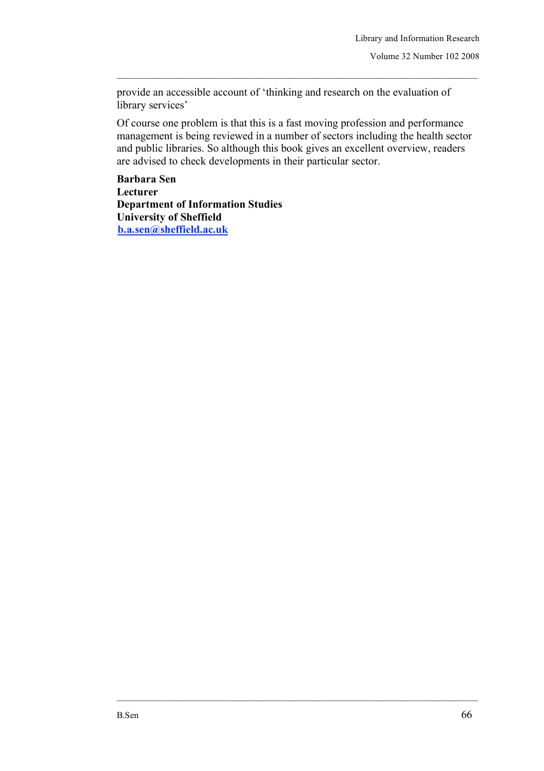provide an accessible account of 'thinking and research on the evaluation of library services'

Of course one problem is that this is a fast moving profession and performance management is being reviewed in a number of sectors including the health sector and public libraries. So although this book gives an excellent overview, readers are advised to check developments in their particular sector.

**Barbara Sen**
**Lecturer**
**Department of Information Studies**
**University of Sheffield**
**b.a.sen@sheffield.ac.uk**